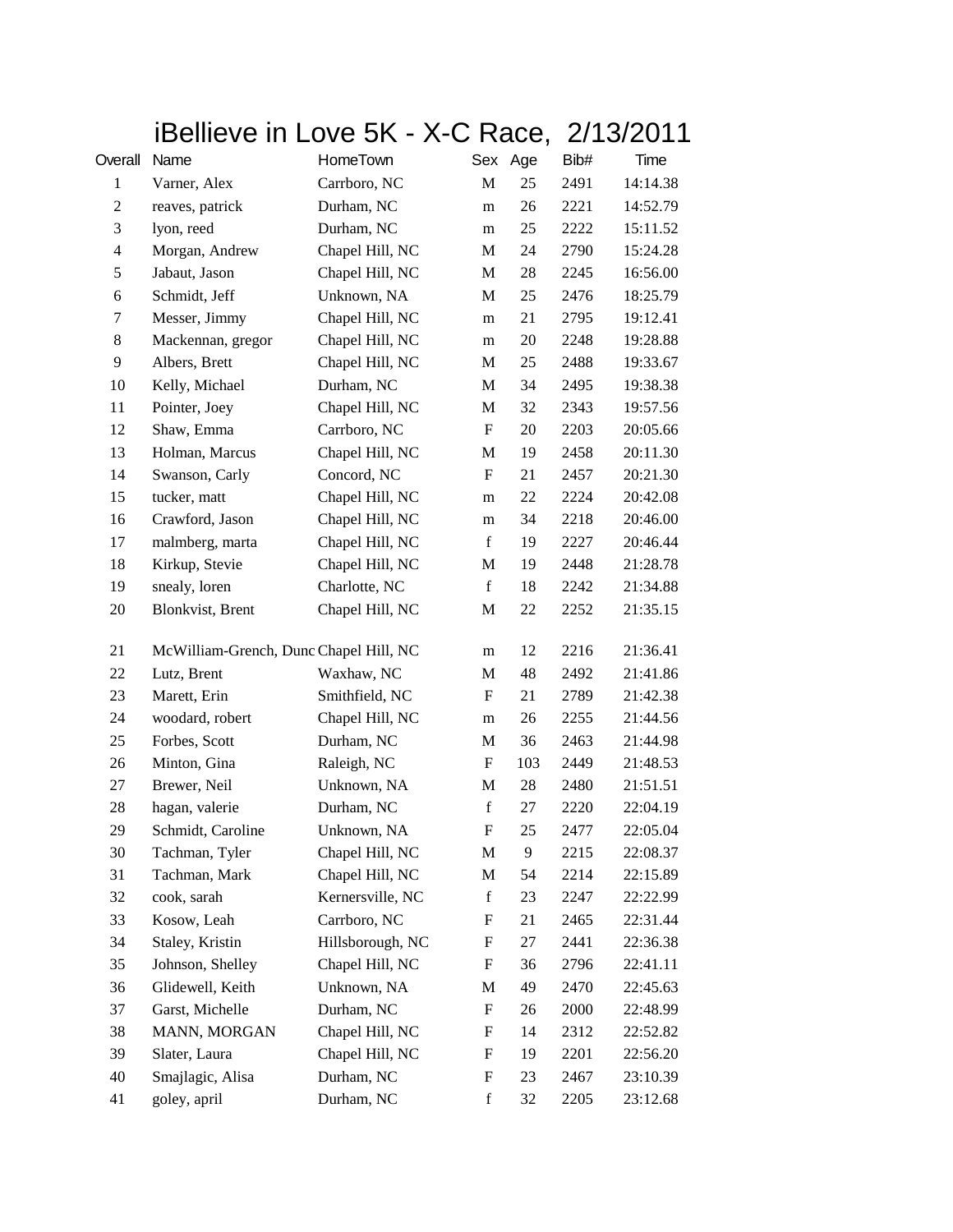# iBellieve in Love 5K - X-C Race, 2/13/2011

| Overall | Name | HomeTown | Sex | Age | Bib# | Time |
|---|---|---|---|---|---|---|
| 1 | Varner, Alex | Carrboro, NC | M | 25 | 2491 | 14:14.38 |
| 2 | reaves, patrick | Durham, NC | m | 26 | 2221 | 14:52.79 |
| 3 | lyon, reed | Durham, NC | m | 25 | 2222 | 15:11.52 |
| 4 | Morgan, Andrew | Chapel Hill, NC | M | 24 | 2790 | 15:24.28 |
| 5 | Jabaut, Jason | Chapel Hill, NC | M | 28 | 2245 | 16:56.00 |
| 6 | Schmidt, Jeff | Unknown, NA | M | 25 | 2476 | 18:25.79 |
| 7 | Messer, Jimmy | Chapel Hill, NC | m | 21 | 2795 | 19:12.41 |
| 8 | Mackennan, gregor | Chapel Hill, NC | m | 20 | 2248 | 19:28.88 |
| 9 | Albers, Brett | Chapel Hill, NC | M | 25 | 2488 | 19:33.67 |
| 10 | Kelly, Michael | Durham, NC | M | 34 | 2495 | 19:38.38 |
| 11 | Pointer, Joey | Chapel Hill, NC | M | 32 | 2343 | 19:57.56 |
| 12 | Shaw, Emma | Carrboro, NC | F | 20 | 2203 | 20:05.66 |
| 13 | Holman, Marcus | Chapel Hill, NC | M | 19 | 2458 | 20:11.30 |
| 14 | Swanson, Carly | Concord, NC | F | 21 | 2457 | 20:21.30 |
| 15 | tucker, matt | Chapel Hill, NC | m | 22 | 2224 | 20:42.08 |
| 16 | Crawford, Jason | Chapel Hill, NC | m | 34 | 2218 | 20:46.00 |
| 17 | malmberg, marta | Chapel Hill, NC | f | 19 | 2227 | 20:46.44 |
| 18 | Kirkup, Stevie | Chapel Hill, NC | M | 19 | 2448 | 21:28.78 |
| 19 | snealy, loren | Charlotte, NC | f | 18 | 2242 | 21:34.88 |
| 20 | Blonkvist, Brent | Chapel Hill, NC | M | 22 | 2252 | 21:35.15 |
| 21 | McWilliam-Grench, Dunc | Chapel Hill, NC | m | 12 | 2216 | 21:36.41 |
| 22 | Lutz, Brent | Waxhaw, NC | M | 48 | 2492 | 21:41.86 |
| 23 | Marett, Erin | Smithfield, NC | F | 21 | 2789 | 21:42.38 |
| 24 | woodard, robert | Chapel Hill, NC | m | 26 | 2255 | 21:44.56 |
| 25 | Forbes, Scott | Durham, NC | M | 36 | 2463 | 21:44.98 |
| 26 | Minton, Gina | Raleigh, NC | F | 103 | 2449 | 21:48.53 |
| 27 | Brewer, Neil | Unknown, NA | M | 28 | 2480 | 21:51.51 |
| 28 | hagan, valerie | Durham, NC | f | 27 | 2220 | 22:04.19 |
| 29 | Schmidt, Caroline | Unknown, NA | F | 25 | 2477 | 22:05.04 |
| 30 | Tachman, Tyler | Chapel Hill, NC | M | 9 | 2215 | 22:08.37 |
| 31 | Tachman, Mark | Chapel Hill, NC | M | 54 | 2214 | 22:15.89 |
| 32 | cook, sarah | Kernersville, NC | f | 23 | 2247 | 22:22.99 |
| 33 | Kosow, Leah | Carrboro, NC | F | 21 | 2465 | 22:31.44 |
| 34 | Staley, Kristin | Hillsborough, NC | F | 27 | 2441 | 22:36.38 |
| 35 | Johnson, Shelley | Chapel Hill, NC | F | 36 | 2796 | 22:41.11 |
| 36 | Glidewell, Keith | Unknown, NA | M | 49 | 2470 | 22:45.63 |
| 37 | Garst, Michelle | Durham, NC | F | 26 | 2000 | 22:48.99 |
| 38 | MANN, MORGAN | Chapel Hill, NC | F | 14 | 2312 | 22:52.82 |
| 39 | Slater, Laura | Chapel Hill, NC | F | 19 | 2201 | 22:56.20 |
| 40 | Smajlagic, Alisa | Durham, NC | F | 23 | 2467 | 23:10.39 |
| 41 | goley, april | Durham, NC | f | 32 | 2205 | 23:12.68 |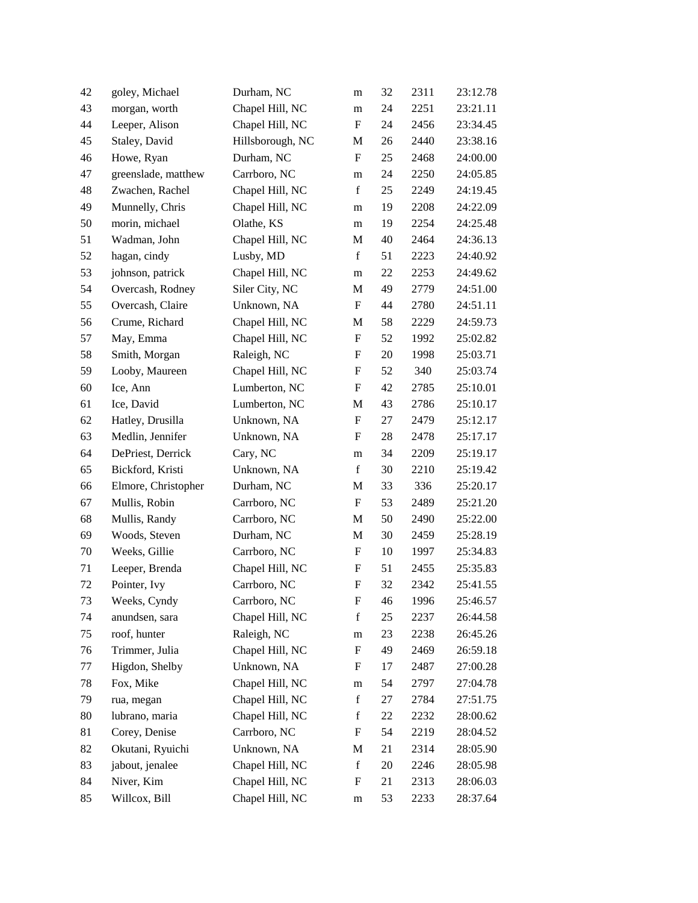| | | | | | | |
|---|---|---|---|---|---|---|
| 42 | goley, Michael | Durham, NC | m | 32 | 2311 | 23:12.78 |
| 43 | morgan, worth | Chapel Hill, NC | m | 24 | 2251 | 23:21.11 |
| 44 | Leeper, Alison | Chapel Hill, NC | F | 24 | 2456 | 23:34.45 |
| 45 | Staley, David | Hillsborough, NC | M | 26 | 2440 | 23:38.16 |
| 46 | Howe, Ryan | Durham, NC | F | 25 | 2468 | 24:00.00 |
| 47 | greenslade, matthew | Carrboro, NC | m | 24 | 2250 | 24:05.85 |
| 48 | Zwachen, Rachel | Chapel Hill, NC | f | 25 | 2249 | 24:19.45 |
| 49 | Munnelly, Chris | Chapel Hill, NC | m | 19 | 2208 | 24:22.09 |
| 50 | morin, michael | Olathe, KS | m | 19 | 2254 | 24:25.48 |
| 51 | Wadman, John | Chapel Hill, NC | M | 40 | 2464 | 24:36.13 |
| 52 | hagan, cindy | Lusby, MD | f | 51 | 2223 | 24:40.92 |
| 53 | johnson, patrick | Chapel Hill, NC | m | 22 | 2253 | 24:49.62 |
| 54 | Overcash, Rodney | Siler City, NC | M | 49 | 2779 | 24:51.00 |
| 55 | Overcash, Claire | Unknown, NA | F | 44 | 2780 | 24:51.11 |
| 56 | Crume, Richard | Chapel Hill, NC | M | 58 | 2229 | 24:59.73 |
| 57 | May, Emma | Chapel Hill, NC | F | 52 | 1992 | 25:02.82 |
| 58 | Smith, Morgan | Raleigh, NC | F | 20 | 1998 | 25:03.71 |
| 59 | Looby, Maureen | Chapel Hill, NC | F | 52 | 340 | 25:03.74 |
| 60 | Ice, Ann | Lumberton, NC | F | 42 | 2785 | 25:10.01 |
| 61 | Ice, David | Lumberton, NC | M | 43 | 2786 | 25:10.17 |
| 62 | Hatley, Drusilla | Unknown, NA | F | 27 | 2479 | 25:12.17 |
| 63 | Medlin, Jennifer | Unknown, NA | F | 28 | 2478 | 25:17.17 |
| 64 | DePriest, Derrick | Cary, NC | m | 34 | 2209 | 25:19.17 |
| 65 | Bickford, Kristi | Unknown, NA | f | 30 | 2210 | 25:19.42 |
| 66 | Elmore, Christopher | Durham, NC | M | 33 | 336 | 25:20.17 |
| 67 | Mullis, Robin | Carrboro, NC | F | 53 | 2489 | 25:21.20 |
| 68 | Mullis, Randy | Carrboro, NC | M | 50 | 2490 | 25:22.00 |
| 69 | Woods, Steven | Durham, NC | M | 30 | 2459 | 25:28.19 |
| 70 | Weeks, Gillie | Carrboro, NC | F | 10 | 1997 | 25:34.83 |
| 71 | Leeper, Brenda | Chapel Hill, NC | F | 51 | 2455 | 25:35.83 |
| 72 | Pointer, Ivy | Carrboro, NC | F | 32 | 2342 | 25:41.55 |
| 73 | Weeks, Cyndy | Carrboro, NC | F | 46 | 1996 | 25:46.57 |
| 74 | anundsen, sara | Chapel Hill, NC | f | 25 | 2237 | 26:44.58 |
| 75 | roof, hunter | Raleigh, NC | m | 23 | 2238 | 26:45.26 |
| 76 | Trimmer, Julia | Chapel Hill, NC | F | 49 | 2469 | 26:59.18 |
| 77 | Higdon, Shelby | Unknown, NA | F | 17 | 2487 | 27:00.28 |
| 78 | Fox, Mike | Chapel Hill, NC | m | 54 | 2797 | 27:04.78 |
| 79 | rua, megan | Chapel Hill, NC | f | 27 | 2784 | 27:51.75 |
| 80 | lubrano, maria | Chapel Hill, NC | f | 22 | 2232 | 28:00.62 |
| 81 | Corey, Denise | Carrboro, NC | F | 54 | 2219 | 28:04.52 |
| 82 | Okutani, Ryuichi | Unknown, NA | M | 21 | 2314 | 28:05.90 |
| 83 | jabout, jenalee | Chapel Hill, NC | f | 20 | 2246 | 28:05.98 |
| 84 | Niver, Kim | Chapel Hill, NC | F | 21 | 2313 | 28:06.03 |
| 85 | Willcox, Bill | Chapel Hill, NC | m | 53 | 2233 | 28:37.64 |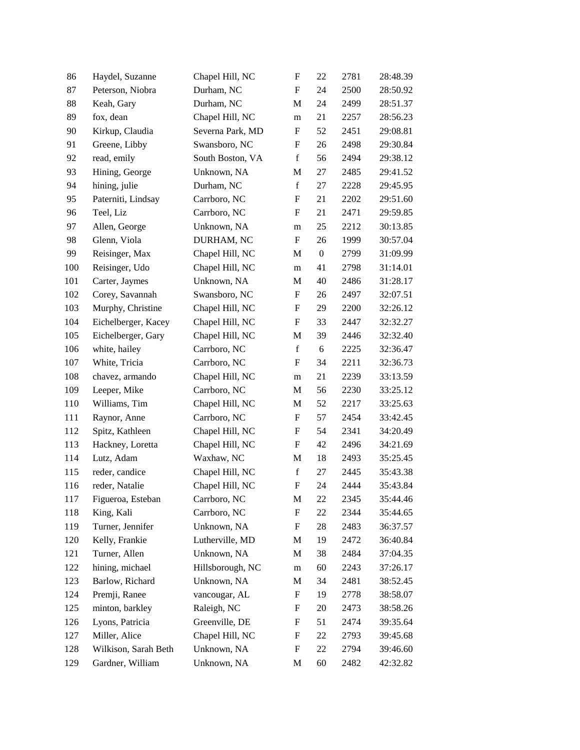| | | | | | | |
|---|---|---|---|---|---|---|
| 86 | Haydel, Suzanne | Chapel Hill, NC | F | 22 | 2781 | 28:48.39 |
| 87 | Peterson, Niobra | Durham, NC | F | 24 | 2500 | 28:50.92 |
| 88 | Keah, Gary | Durham, NC | M | 24 | 2499 | 28:51.37 |
| 89 | fox, dean | Chapel Hill, NC | m | 21 | 2257 | 28:56.23 |
| 90 | Kirkup, Claudia | Severna Park, MD | F | 52 | 2451 | 29:08.81 |
| 91 | Greene, Libby | Swansboro, NC | F | 26 | 2498 | 29:30.84 |
| 92 | read, emily | South Boston, VA | f | 56 | 2494 | 29:38.12 |
| 93 | Hining, George | Unknown, NA | M | 27 | 2485 | 29:41.52 |
| 94 | hining, julie | Durham, NC | f | 27 | 2228 | 29:45.95 |
| 95 | Paterniti, Lindsay | Carrboro, NC | F | 21 | 2202 | 29:51.60 |
| 96 | Teel, Liz | Carrboro, NC | F | 21 | 2471 | 29:59.85 |
| 97 | Allen, George | Unknown, NA | m | 25 | 2212 | 30:13.85 |
| 98 | Glenn, Viola | DURHAM, NC | F | 26 | 1999 | 30:57.04 |
| 99 | Reisinger, Max | Chapel Hill, NC | M | 0 | 2799 | 31:09.99 |
| 100 | Reisinger, Udo | Chapel Hill, NC | m | 41 | 2798 | 31:14.01 |
| 101 | Carter, Jaymes | Unknown, NA | M | 40 | 2486 | 31:28.17 |
| 102 | Corey, Savannah | Swansboro, NC | F | 26 | 2497 | 32:07.51 |
| 103 | Murphy, Christine | Chapel Hill, NC | F | 29 | 2200 | 32:26.12 |
| 104 | Eichelberger, Kacey | Chapel Hill, NC | F | 33 | 2447 | 32:32.27 |
| 105 | Eichelberger, Gary | Chapel Hill, NC | M | 39 | 2446 | 32:32.40 |
| 106 | white, hailey | Carrboro, NC | f | 6 | 2225 | 32:36.47 |
| 107 | White, Tricia | Carrboro, NC | F | 34 | 2211 | 32:36.73 |
| 108 | chavez, armando | Chapel Hill, NC | m | 21 | 2239 | 33:13.59 |
| 109 | Leeper, Mike | Carrboro, NC | M | 56 | 2230 | 33:25.12 |
| 110 | Williams, Tim | Chapel Hill, NC | M | 52 | 2217 | 33:25.63 |
| 111 | Raynor, Anne | Carrboro, NC | F | 57 | 2454 | 33:42.45 |
| 112 | Spitz, Kathleen | Chapel Hill, NC | F | 54 | 2341 | 34:20.49 |
| 113 | Hackney, Loretta | Chapel Hill, NC | F | 42 | 2496 | 34:21.69 |
| 114 | Lutz, Adam | Waxhaw, NC | M | 18 | 2493 | 35:25.45 |
| 115 | reder, candice | Chapel Hill, NC | f | 27 | 2445 | 35:43.38 |
| 116 | reder, Natalie | Chapel Hill, NC | F | 24 | 2444 | 35:43.84 |
| 117 | Figueroa, Esteban | Carrboro, NC | M | 22 | 2345 | 35:44.46 |
| 118 | King, Kali | Carrboro, NC | F | 22 | 2344 | 35:44.65 |
| 119 | Turner, Jennifer | Unknown, NA | F | 28 | 2483 | 36:37.57 |
| 120 | Kelly, Frankie | Lutherville, MD | M | 19 | 2472 | 36:40.84 |
| 121 | Turner, Allen | Unknown, NA | M | 38 | 2484 | 37:04.35 |
| 122 | hining, michael | Hillsborough, NC | m | 60 | 2243 | 37:26.17 |
| 123 | Barlow, Richard | Unknown, NA | M | 34 | 2481 | 38:52.45 |
| 124 | Premji, Ranee | vancougar, AL | F | 19 | 2778 | 38:58.07 |
| 125 | minton, barkley | Raleigh, NC | F | 20 | 2473 | 38:58.26 |
| 126 | Lyons, Patricia | Greenville, DE | F | 51 | 2474 | 39:35.64 |
| 127 | Miller, Alice | Chapel Hill, NC | F | 22 | 2793 | 39:45.68 |
| 128 | Wilkison, Sarah Beth | Unknown, NA | F | 22 | 2794 | 39:46.60 |
| 129 | Gardner, William | Unknown, NA | M | 60 | 2482 | 42:32.82 |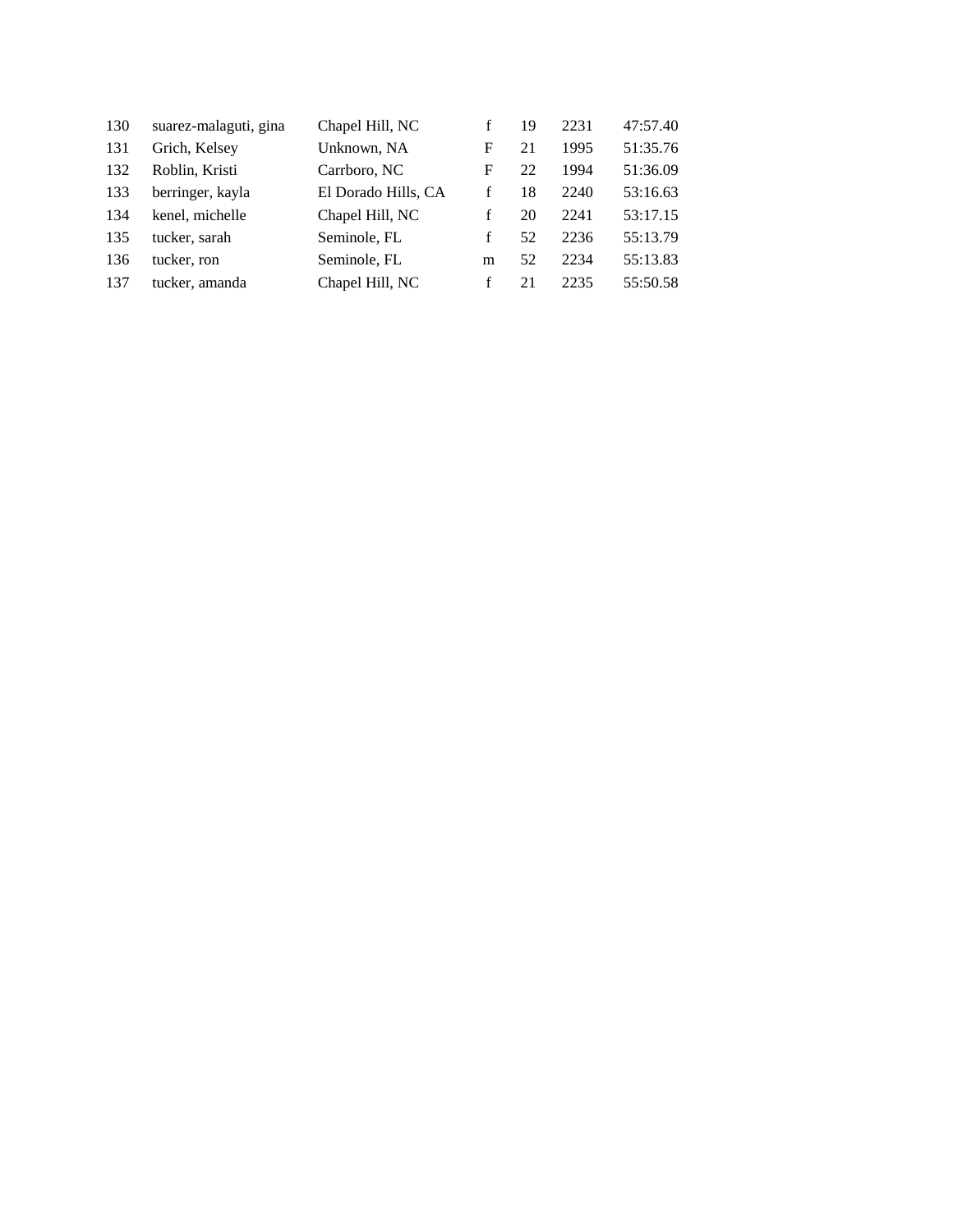| | | | | | | |
|---|---|---|---|---|---|---|
| 130 | suarez-malaguti, gina | Chapel Hill, NC | f | 19 | 2231 | 47:57.40 |
| 131 | Grich, Kelsey | Unknown, NA | F | 21 | 1995 | 51:35.76 |
| 132 | Roblin, Kristi | Carrboro, NC | F | 22 | 1994 | 51:36.09 |
| 133 | berringer, kayla | El Dorado Hills, CA | f | 18 | 2240 | 53:16.63 |
| 134 | kenel, michelle | Chapel Hill, NC | f | 20 | 2241 | 53:17.15 |
| 135 | tucker, sarah | Seminole, FL | f | 52 | 2236 | 55:13.79 |
| 136 | tucker, ron | Seminole, FL | m | 52 | 2234 | 55:13.83 |
| 137 | tucker, amanda | Chapel Hill, NC | f | 21 | 2235 | 55:50.58 |